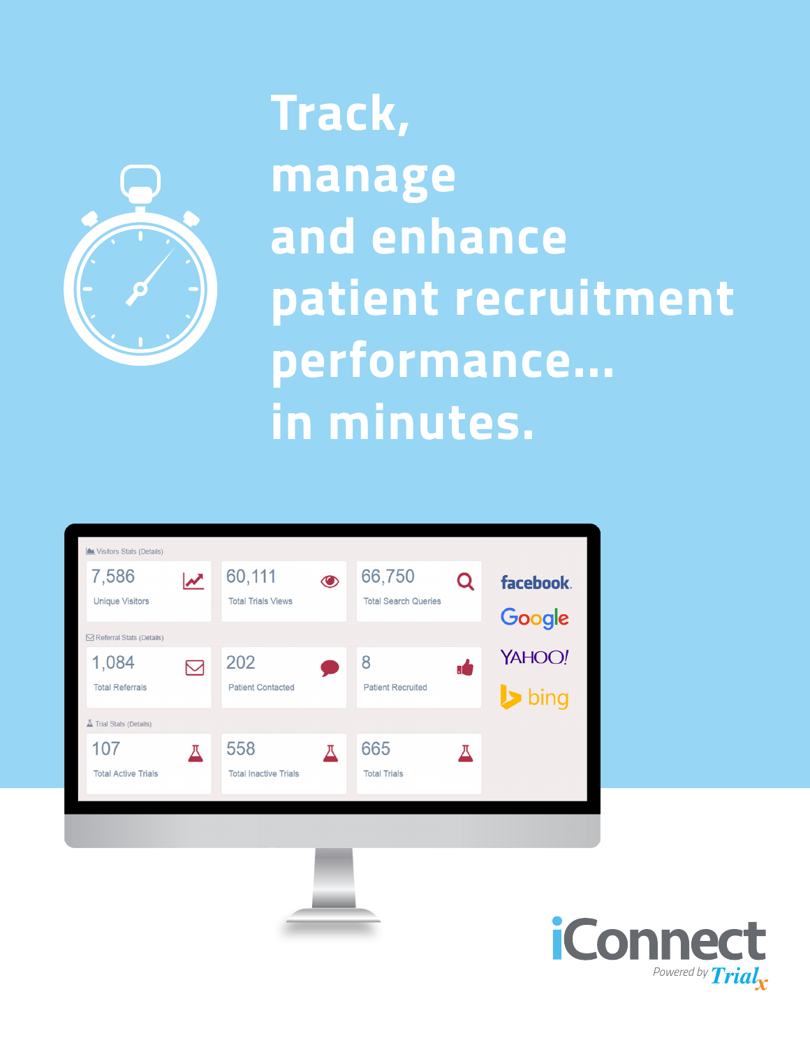# Track, manage and enhance patient recruitment performance... in minutes.

Visitors Stats (Details)

| 7,586 | 60,111 | 66,750 |
| --- | --- | --- |
| Unique Visitors | Total Trials Views | Total Search Queries |

Referral Stats (Details)

| 1,084 | 202 | 8 |
| --- | --- | --- |
| Total Referrals | Patient Contacted | Patient Recruited |

Trial Stats (Details)

| 107 | 558 | 665 |
| --- | --- | --- |
| Total Active Trials | Total Inactive Trials | Total Trials |

facebook

Google

YAHOO!

bing

iConnect

Powered by Trial$_x$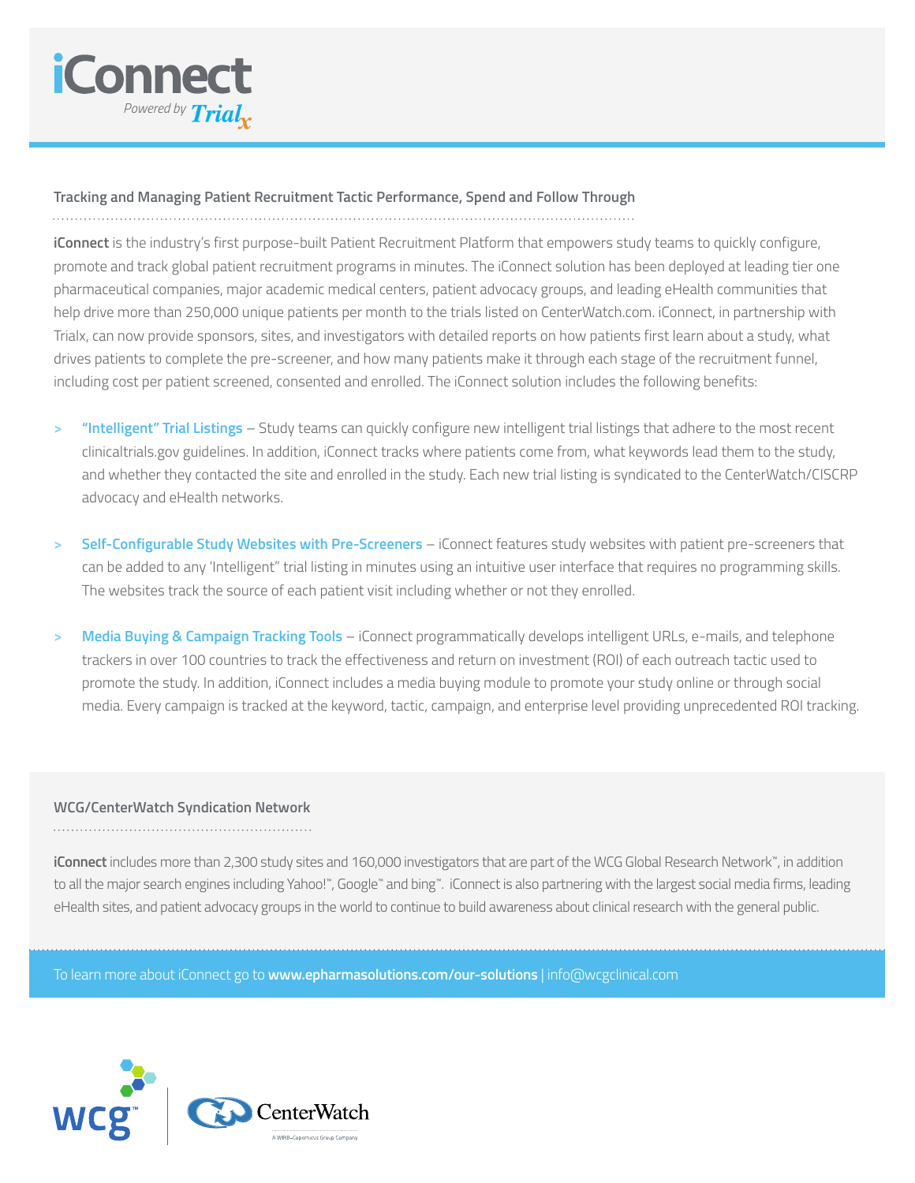# iConnect

*Powered by Trialx*

## Tracking and Managing Patient Recruitment Tactic Performance, Spend and Follow Through

**iConnect** is the industry's first purpose-built Patient Recruitment Platform that empowers study teams to quickly configure, promote and track global patient recruitment programs in minutes. The iConnect solution has been deployed at leading tier one pharmaceutical companies, major academic medical centers, patient advocacy groups, and leading eHealth communities that help drive more than 250,000 unique patients per month to the trials listed on CenterWatch.com. iConnect, in partnership with Trialx, can now provide sponsors, sites, and investigators with detailed reports on how patients first learn about a study, what drives patients to complete the pre-screener, and how many patients make it through each stage of the recruitment funnel, including cost per patient screened, consented and enrolled. The iConnect solution includes the following benefits:

- **"Intelligent" Trial Listings** – Study teams can quickly configure new intelligent trial listings that adhere to the most recent clinicaltrials.gov guidelines. In addition, iConnect tracks where patients come from, what keywords lead them to the study, and whether they contacted the site and enrolled in the study. Each new trial listing is syndicated to the CenterWatch/CISCRP advocacy and eHealth networks.

- **Self-Configurable Study Websites with Pre-Screeners** – iConnect features study websites with patient pre-screeners that can be added to any 'Intelligent" trial listing in minutes using an intuitive user interface that requires no programming skills. The websites track the source of each patient visit including whether or not they enrolled.

- **Media Buying & Campaign Tracking Tools** – iConnect programmatically develops intelligent URLs, e-mails, and telephone trackers in over 100 countries to track the effectiveness and return on investment (ROI) of each outreach tactic used to promote the study. In addition, iConnect includes a media buying module to promote your study online or through social media. Every campaign is tracked at the keyword, tactic, campaign, and enterprise level providing unprecedented ROI tracking.

## WCG/CenterWatch Syndication Network

**iConnect** includes more than 2,300 study sites and 160,000 investigators that are part of the WCG Global Research Network™, in addition to all the major search engines including Yahoo!™, Google™ and bing™. iConnect is also partnering with the largest social media firms, leading eHealth sites, and patient advocacy groups in the world to continue to build awareness about clinical research with the general public.

To learn more about iConnect go to **www.epharmasolutions.com/our-solutions** | info@wcgclinical.com

wcg™ | CenterWatch

A WIRB-Copernicus Group Company